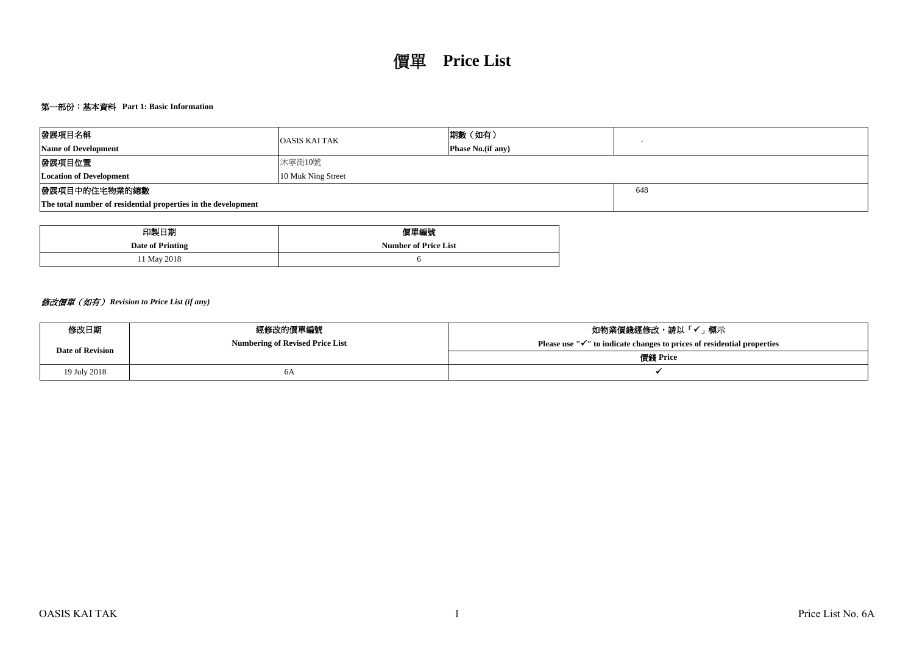# 價單 **Price List**

## 第一部份：基本資料 **Part 1: Basic Information**

| | | | |
|---|---|---|---|
| **發展項目名稱**<br>**Name of Development** | OASIS KAI TAK | **期數（如有）**<br>**Phase No.(if any)** | - |
| **發展項目位置**<br>**Location of Development** | 沐寧街10號<br>10 Muk Ning Street | | |
| **發展項目中的住宅物業的總數**<br>**The total number of residential properties in the development** | | | 648 |

| 印製日期<br>**Date of Printing** | 價單編號<br>**Number of Price List** |
|---|---|
| 11 May 2018 | 6 |

### *修改價單（如有） Revision to Price List (if any)*

| 修改日期<br>**Date of Revision** | 經修改的價單編號<br>**Numbering of Revised Price List** | 如物業價錢經修改，請以「✓」標示<br>**Please use "✓" to indicate changes to prices of residential properties**<br>價錢 **Price** |
|---|---|---|
| 19 July 2018 | 6A | ✓ |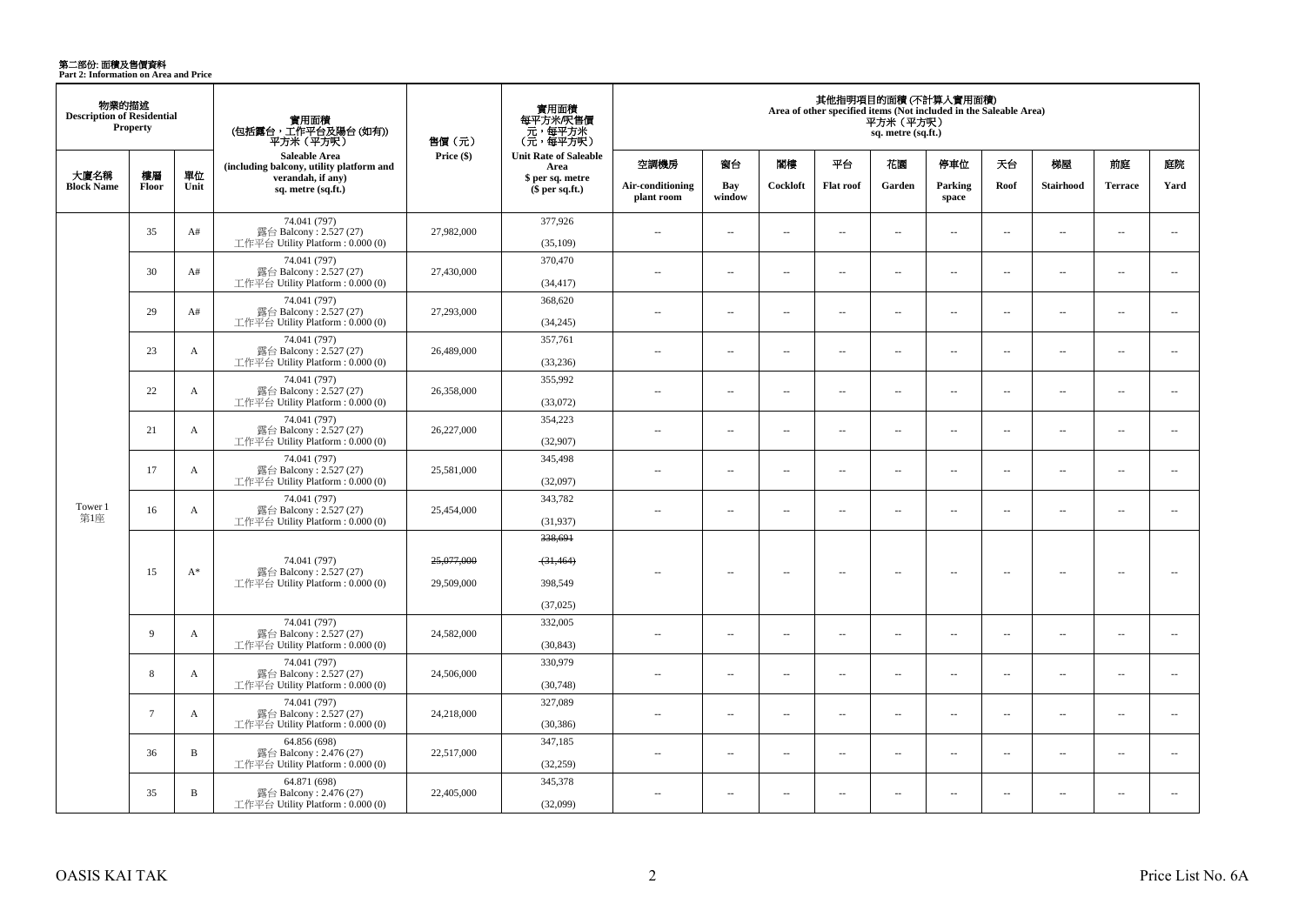第二部份: 面積及售價資料
**Part 2: Information on Area and Price**

| 物業的描述 Description of Residential Property | | | 實用面積 (包括露台，工作平台及陽台 (如有)) 平方米 (平方呎) Saleable Area (including balcony, utility platform and verandah, if any) sq. metre (sq.ft.) | 售價 (元) Price ($) | 實用面積 每平方米/呎售價 元，每平方米 (元，每平方呎) Unit Rate of Saleable Area $ per sq. metre ($ per sq.ft.) | 其他指明項目的面積 (不計算入實用面積) Area of other specified items (Not included in the Saleable Area) 平方米 (平方呎) sq. metre (sq.ft.) | | | | | | | | | |
|---|---|---|---|---|---|---|---|---|---|---|---|---|---|---|---|
| 大廈名稱 Block Name | 樓層 Floor | 單位 Unit | | | | 空調機房 Air-conditioning plant room | 窗台 Bay window | 閣樓 Cockloft | 平台 Flat roof | 花園 Garden | 停車位 Parking space | 天台 Roof | 梯屋 Stairhood | 前庭 Terrace | 庭院 Yard |
| Tower 1 第1座 | 35 | A# | 74.041 (797) 露台 Balcony : 2.527 (27) 工作平台 Utility Platform : 0.000 (0) | 27,982,000 | 377,926 (35,109) | -- | -- | -- | -- | -- | -- | -- | -- | -- | -- |
| | 30 | A# | 74.041 (797) 露台 Balcony : 2.527 (27) 工作平台 Utility Platform : 0.000 (0) | 27,430,000 | 370,470 (34,417) | -- | -- | -- | -- | -- | -- | -- | -- | -- | -- |
| | 29 | A# | 74.041 (797) 露台 Balcony : 2.527 (27) 工作平台 Utility Platform : 0.000 (0) | 27,293,000 | 368,620 (34,245) | -- | -- | -- | -- | -- | -- | -- | -- | -- | -- |
| | 23 | A | 74.041 (797) 露台 Balcony : 2.527 (27) 工作平台 Utility Platform : 0.000 (0) | 26,489,000 | 357,761 (33,236) | -- | -- | -- | -- | -- | -- | -- | -- | -- | -- |
| | 22 | A | 74.041 (797) 露台 Balcony : 2.527 (27) 工作平台 Utility Platform : 0.000 (0) | 26,358,000 | 355,992 (33,072) | -- | -- | -- | -- | -- | -- | -- | -- | -- | -- |
| | 21 | A | 74.041 (797) 露台 Balcony : 2.527 (27) 工作平台 Utility Platform : 0.000 (0) | 26,227,000 | 354,223 (32,907) | -- | -- | -- | -- | -- | -- | -- | -- | -- | -- |
| | 17 | A | 74.041 (797) 露台 Balcony : 2.527 (27) 工作平台 Utility Platform : 0.000 (0) | 25,581,000 | 345,498 (32,097) | -- | -- | -- | -- | -- | -- | -- | -- | -- | -- |
| | 16 | A | 74.041 (797) 露台 Balcony : 2.527 (27) 工作平台 Utility Platform : 0.000 (0) | 25,454,000 | 343,782 (31,937) | -- | -- | -- | -- | -- | -- | -- | -- | -- | -- |
| | 15 | A* | 74.041 (797) 露台 Balcony : 2.527 (27) 工作平台 Utility Platform : 0.000 (0) | ~~25,077,000~~ 29,509,000 | ~~338,691~~ ~~(31,464)~~ 398,549 (37,025) | -- | -- | -- | -- | -- | -- | -- | -- | -- | -- |
| | 9 | A | 74.041 (797) 露台 Balcony : 2.527 (27) 工作平台 Utility Platform : 0.000 (0) | 24,582,000 | 332,005 (30,843) | -- | -- | -- | -- | -- | -- | -- | -- | -- | -- |
| | 8 | A | 74.041 (797) 露台 Balcony : 2.527 (27) 工作平台 Utility Platform : 0.000 (0) | 24,506,000 | 330,979 (30,748) | -- | -- | -- | -- | -- | -- | -- | -- | -- | -- |
| | 7 | A | 74.041 (797) 露台 Balcony : 2.527 (27) 工作平台 Utility Platform : 0.000 (0) | 24,218,000 | 327,089 (30,386) | -- | -- | -- | -- | -- | -- | -- | -- | -- | -- |
| | 36 | B | 64.856 (698) 露台 Balcony : 2.476 (27) 工作平台 Utility Platform : 0.000 (0) | 22,517,000 | 347,185 (32,259) | -- | -- | -- | -- | -- | -- | -- | -- | -- | -- |
| | 35 | B | 64.871 (698) 露台 Balcony : 2.476 (27) 工作平台 Utility Platform : 0.000 (0) | 22,405,000 | 345,378 (32,099) | -- | -- | -- | -- | -- | -- | -- | -- | -- | -- |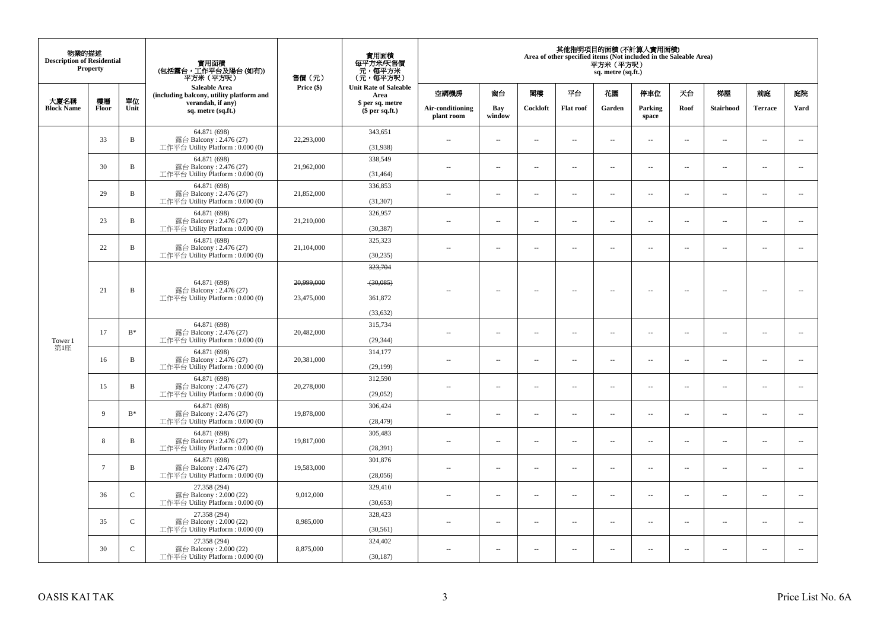| 物業的描述 Description of Residential Property | | | 實用面積 (包括露台，工作平台及陽台 (如有)) 平方米（平方呎） Saleable Area (including balcony, utility platform and verandah, if any) sq. metre (sq.ft.) | 售價（元） Price ($) | 實用面積 每平方米/呎售價 元，每平方米 (元，每平方呎) Unit Rate of Saleable Area $ per sq. metre ($ per sq.ft.) | 其他指明項目的面積 (不計算入實用面積) Area of other specified items (Not included in the Saleable Area) 平方米（平方呎） sq. metre (sq.ft.) | | | | | | | | | |
|---|---|---|---|---|---|---|---|---|---|---|---|---|---|---|---|
| 大廈名稱 Block Name | 樓層 Floor | 單位 Unit | | | | 空調機房 Air-conditioning plant room | 窗台 Bay window | 閣樓 Cockloft | 平台 Flat roof | 花園 Garden | 停車位 Parking space | 天台 Roof | 梯屋 Stairhood | 前庭 Terrace | 庭院 Yard |
| Tower 1 第1座 | 33 | B | 64.871 (698) 露台 Balcony : 2.476 (27) 工作平台 Utility Platform : 0.000 (0) | 22,293,000 | 343,651 (31,938) | -- | -- | -- | -- | -- | -- | -- | -- | -- | -- |
| | 30 | B | 64.871 (698) 露台 Balcony : 2.476 (27) 工作平台 Utility Platform : 0.000 (0) | 21,962,000 | 338,549 (31,464) | -- | -- | -- | -- | -- | -- | -- | -- | -- | -- |
| | 29 | B | 64.871 (698) 露台 Balcony : 2.476 (27) 工作平台 Utility Platform : 0.000 (0) | 21,852,000 | 336,853 (31,307) | -- | -- | -- | -- | -- | -- | -- | -- | -- | -- |
| | 23 | B | 64.871 (698) 露台 Balcony : 2.476 (27) 工作平台 Utility Platform : 0.000 (0) | 21,210,000 | 326,957 (30,387) | -- | -- | -- | -- | -- | -- | -- | -- | -- | -- |
| | 22 | B | 64.871 (698) 露台 Balcony : 2.476 (27) 工作平台 Utility Platform : 0.000 (0) | 21,104,000 | 325,323 (30,235) | -- | -- | -- | -- | -- | -- | -- | -- | -- | -- |
| | 21 | B | 64.871 (698) 露台 Balcony : 2.476 (27) 工作平台 Utility Platform : 0.000 (0) | ~~20,999,000~~ 23,475,000 | ~~323,704~~ ~~(30,085)~~ 361,872 (33,632) | -- | -- | -- | -- | -- | -- | -- | -- | -- | -- |
| | 17 | B* | 64.871 (698) 露台 Balcony : 2.476 (27) 工作平台 Utility Platform : 0.000 (0) | 20,482,000 | 315,734 (29,344) | -- | -- | -- | -- | -- | -- | -- | -- | -- | -- |
| | 16 | B | 64.871 (698) 露台 Balcony : 2.476 (27) 工作平台 Utility Platform : 0.000 (0) | 20,381,000 | 314,177 (29,199) | -- | -- | -- | -- | -- | -- | -- | -- | -- | -- |
| | 15 | B | 64.871 (698) 露台 Balcony : 2.476 (27) 工作平台 Utility Platform : 0.000 (0) | 20,278,000 | 312,590 (29,052) | -- | -- | -- | -- | -- | -- | -- | -- | -- | -- |
| | 9 | B* | 64.871 (698) 露台 Balcony : 2.476 (27) 工作平台 Utility Platform : 0.000 (0) | 19,878,000 | 306,424 (28,479) | -- | -- | -- | -- | -- | -- | -- | -- | -- | -- |
| | 8 | B | 64.871 (698) 露台 Balcony : 2.476 (27) 工作平台 Utility Platform : 0.000 (0) | 19,817,000 | 305,483 (28,391) | -- | -- | -- | -- | -- | -- | -- | -- | -- | -- |
| | 7 | B | 64.871 (698) 露台 Balcony : 2.476 (27) 工作平台 Utility Platform : 0.000 (0) | 19,583,000 | 301,876 (28,056) | -- | -- | -- | -- | -- | -- | -- | -- | -- | -- |
| | 36 | C | 27.358 (294) 露台 Balcony : 2.000 (22) 工作平台 Utility Platform : 0.000 (0) | 9,012,000 | 329,410 (30,653) | -- | -- | -- | -- | -- | -- | -- | -- | -- | -- |
| | 35 | C | 27.358 (294) 露台 Balcony : 2.000 (22) 工作平台 Utility Platform : 0.000 (0) | 8,985,000 | 328,423 (30,561) | -- | -- | -- | -- | -- | -- | -- | -- | -- | -- |
| | 30 | C | 27.358 (294) 露台 Balcony : 2.000 (22) 工作平台 Utility Platform : 0.000 (0) | 8,875,000 | 324,402 (30,187) | -- | -- | -- | -- | -- | -- | -- | -- | -- | -- |

OASIS KAI TAK

Price List No. 6A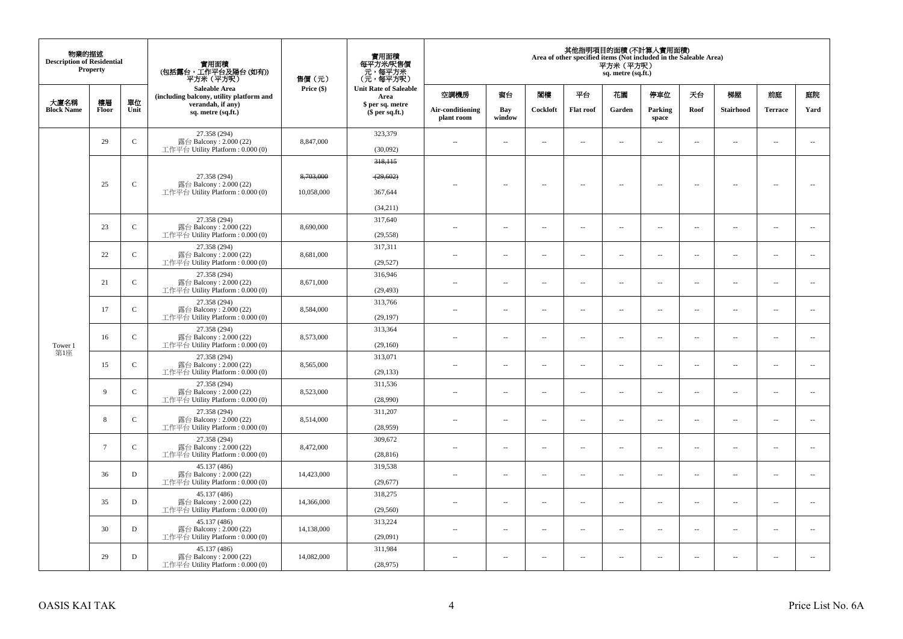| 物業的描述 Description of Residential Property | | | 實用面積 (包括露台，工作平台及陽台 (如有)) 平方米（平方呎） Saleable Area (including balcony, utility platform and verandah, if any) sq. metre (sq.ft.) | 售價（元） Price ($) | 實用面積 每平方米/呎售價 元，每平方米 (元，每平方呎) Unit Rate of Saleable Area $ per sq. metre ($ per sq.ft.) | 其他指明項目的面積 (不計算入實用面積) Area of other specified items (Not included in the Saleable Area) 平方米（平方呎） sq. metre (sq.ft.) | | | | | | | | | |
|---|---|---|---|---|---|---|---|---|---|---|---|---|---|---|---|
| 大廈名稱 Block Name | 樓層 Floor | 單位 Unit | | | | 空調機房 Air-conditioning plant room | 窗台 Bay window | 閣樓 Cockloft | 平台 Flat roof | 花園 Garden | 停車位 Parking space | 天台 Roof | 梯屋 Stairhood | 前庭 Terrace | 庭院 Yard |
| Tower 1 第1座 | 29 | C | 27.358 (294) 露台 Balcony : 2.000 (22) 工作平台 Utility Platform : 0.000 (0) | 8,847,000 | 323,379 (30,092) | -- | -- | -- | -- | -- | -- | -- | -- | -- | -- |
| | 25 | C | 27.358 (294) 露台 Balcony : 2.000 (22) 工作平台 Utility Platform : 0.000 (0) | ~~8,703,000~~ 10,058,000 | ~~318,115~~ ~~(29,602)~~ 367,644 (34,211) | -- | -- | -- | -- | -- | -- | -- | -- | -- | -- |
| | 23 | C | 27.358 (294) 露台 Balcony : 2.000 (22) 工作平台 Utility Platform : 0.000 (0) | 8,690,000 | 317,640 (29,558) | -- | -- | -- | -- | -- | -- | -- | -- | -- | -- |
| | 22 | C | 27.358 (294) 露台 Balcony : 2.000 (22) 工作平台 Utility Platform : 0.000 (0) | 8,681,000 | 317,311 (29,527) | -- | -- | -- | -- | -- | -- | -- | -- | -- | -- |
| | 21 | C | 27.358 (294) 露台 Balcony : 2.000 (22) 工作平台 Utility Platform : 0.000 (0) | 8,671,000 | 316,946 (29,493) | -- | -- | -- | -- | -- | -- | -- | -- | -- | -- |
| | 17 | C | 27.358 (294) 露台 Balcony : 2.000 (22) 工作平台 Utility Platform : 0.000 (0) | 8,584,000 | 313,766 (29,197) | -- | -- | -- | -- | -- | -- | -- | -- | -- | -- |
| | 16 | C | 27.358 (294) 露台 Balcony : 2.000 (22) 工作平台 Utility Platform : 0.000 (0) | 8,573,000 | 313,364 (29,160) | -- | -- | -- | -- | -- | -- | -- | -- | -- | -- |
| | 15 | C | 27.358 (294) 露台 Balcony : 2.000 (22) 工作平台 Utility Platform : 0.000 (0) | 8,565,000 | 313,071 (29,133) | -- | -- | -- | -- | -- | -- | -- | -- | -- | -- |
| | 9 | C | 27.358 (294) 露台 Balcony : 2.000 (22) 工作平台 Utility Platform : 0.000 (0) | 8,523,000 | 311,536 (28,990) | -- | -- | -- | -- | -- | -- | -- | -- | -- | -- |
| | 8 | C | 27.358 (294) 露台 Balcony : 2.000 (22) 工作平台 Utility Platform : 0.000 (0) | 8,514,000 | 311,207 (28,959) | -- | -- | -- | -- | -- | -- | -- | -- | -- | -- |
| | 7 | C | 27.358 (294) 露台 Balcony : 2.000 (22) 工作平台 Utility Platform : 0.000 (0) | 8,472,000 | 309,672 (28,816) | -- | -- | -- | -- | -- | -- | -- | -- | -- | -- |
| | 36 | D | 45.137 (486) 露台 Balcony : 2.000 (22) 工作平台 Utility Platform : 0.000 (0) | 14,423,000 | 319,538 (29,677) | -- | -- | -- | -- | -- | -- | -- | -- | -- | -- |
| | 35 | D | 45.137 (486) 露台 Balcony : 2.000 (22) 工作平台 Utility Platform : 0.000 (0) | 14,366,000 | 318,275 (29,560) | -- | -- | -- | -- | -- | -- | -- | -- | -- | -- |
| | 30 | D | 45.137 (486) 露台 Balcony : 2.000 (22) 工作平台 Utility Platform : 0.000 (0) | 14,138,000 | 313,224 (29,091) | -- | -- | -- | -- | -- | -- | -- | -- | -- | -- |
| | 29 | D | 45.137 (486) 露台 Balcony : 2.000 (22) 工作平台 Utility Platform : 0.000 (0) | 14,082,000 | 311,984 (28,975) | -- | -- | -- | -- | -- | -- | -- | -- | -- | -- |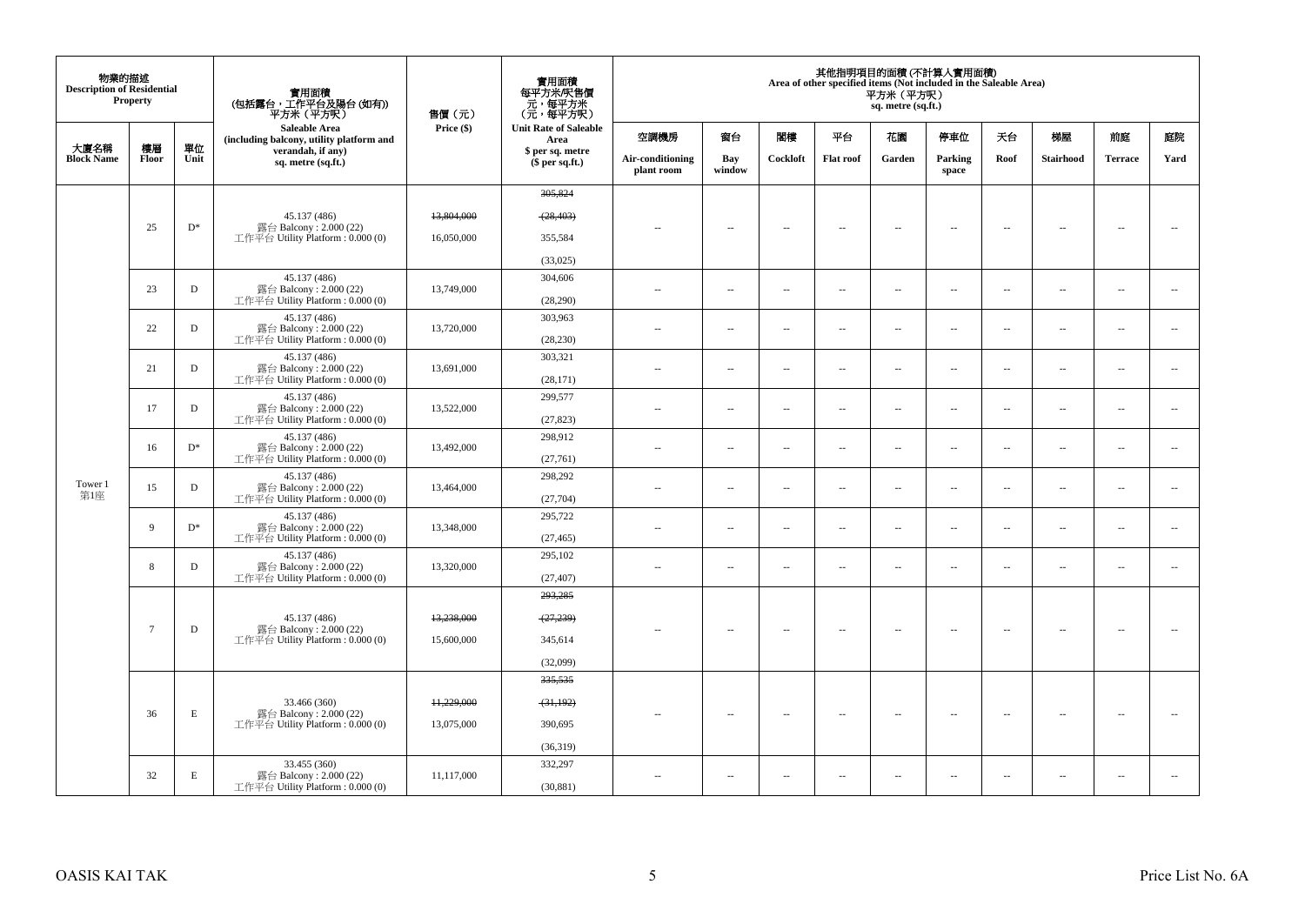| 物業的描述 Description of Residential Property | | | 實用面積 (包括露台，工作平台及陽台 (如有)) 平方米（平方呎） Saleable Area (including balcony, utility platform and verandah, if any) sq. metre (sq.ft.) | 售價（元） Price ($) | 實用面積 每平方米/呎售價 元，每平方米 (元，每平方呎) Unit Rate of Saleable Area $ per sq. metre ($ per sq.ft.) | 其他指明項目的面積 (不計算入實用面積) Area of other specified items (Not included in the Saleable Area) 平方米（平方呎） sq. metre (sq.ft.) | | | | | | | | | |
|---|---|---|---|---|---|---|---|---|---|---|---|---|---|---|---|
| 大廈名稱 Block Name | 樓層 Floor | 單位 Unit | | | | 空調機房 Air-conditioning plant room | 窗台 Bay window | 閣樓 Cockloft | 平台 Flat roof | 花園 Garden | 停車位 Parking space | 天台 Roof | 梯屋 Stairhood | 前庭 Terrace | 庭院 Yard |
| Tower 1 第1座 | 25 | D* | 45.137 (486) 露台 Balcony : 2.000 (22) 工作平台 Utility Platform : 0.000 (0) | ~~13,804,000~~ 16,050,000 | ~~305,824~~ ~~(28,403)~~ 355,584 (33,025) | -- | -- | -- | -- | -- | -- | -- | -- | -- | -- |
| | 23 | D | 45.137 (486) 露台 Balcony : 2.000 (22) 工作平台 Utility Platform : 0.000 (0) | 13,749,000 | 304,606 (28,290) | -- | -- | -- | -- | -- | -- | -- | -- | -- | -- |
| | 22 | D | 45.137 (486) 露台 Balcony : 2.000 (22) 工作平台 Utility Platform : 0.000 (0) | 13,720,000 | 303,963 (28,230) | -- | -- | -- | -- | -- | -- | -- | -- | -- | -- |
| | 21 | D | 45.137 (486) 露台 Balcony : 2.000 (22) 工作平台 Utility Platform : 0.000 (0) | 13,691,000 | 303,321 (28,171) | -- | -- | -- | -- | -- | -- | -- | -- | -- | -- |
| | 17 | D | 45.137 (486) 露台 Balcony : 2.000 (22) 工作平台 Utility Platform : 0.000 (0) | 13,522,000 | 299,577 (27,823) | -- | -- | -- | -- | -- | -- | -- | -- | -- | -- |
| | 16 | D* | 45.137 (486) 露台 Balcony : 2.000 (22) 工作平台 Utility Platform : 0.000 (0) | 13,492,000 | 298,912 (27,761) | -- | -- | -- | -- | -- | -- | -- | -- | -- | -- |
| | 15 | D | 45.137 (486) 露台 Balcony : 2.000 (22) 工作平台 Utility Platform : 0.000 (0) | 13,464,000 | 298,292 (27,704) | -- | -- | -- | -- | -- | -- | -- | -- | -- | -- |
| | 9 | D* | 45.137 (486) 露台 Balcony : 2.000 (22) 工作平台 Utility Platform : 0.000 (0) | 13,348,000 | 295,722 (27,465) | -- | -- | -- | -- | -- | -- | -- | -- | -- | -- |
| | 8 | D | 45.137 (486) 露台 Balcony : 2.000 (22) 工作平台 Utility Platform : 0.000 (0) | 13,320,000 | 295,102 (27,407) | -- | -- | -- | -- | -- | -- | -- | -- | -- | -- |
| | 7 | D | 45.137 (486) 露台 Balcony : 2.000 (22) 工作平台 Utility Platform : 0.000 (0) | ~~13,238,000~~ 15,600,000 | ~~293,285~~ ~~(27,239)~~ 345,614 (32,099) | -- | -- | -- | -- | -- | -- | -- | -- | -- | -- |
| | 36 | E | 33.466 (360) 露台 Balcony : 2.000 (22) 工作平台 Utility Platform : 0.000 (0) | ~~11,229,000~~ 13,075,000 | ~~335,535~~ ~~(31,192)~~ 390,695 (36,319) | -- | -- | -- | -- | -- | -- | -- | -- | -- | -- |
| | 32 | E | 33.455 (360) 露台 Balcony : 2.000 (22) 工作平台 Utility Platform : 0.000 (0) | 11,117,000 | 332,297 (30,881) | -- | -- | -- | -- | -- | -- | -- | -- | -- | -- |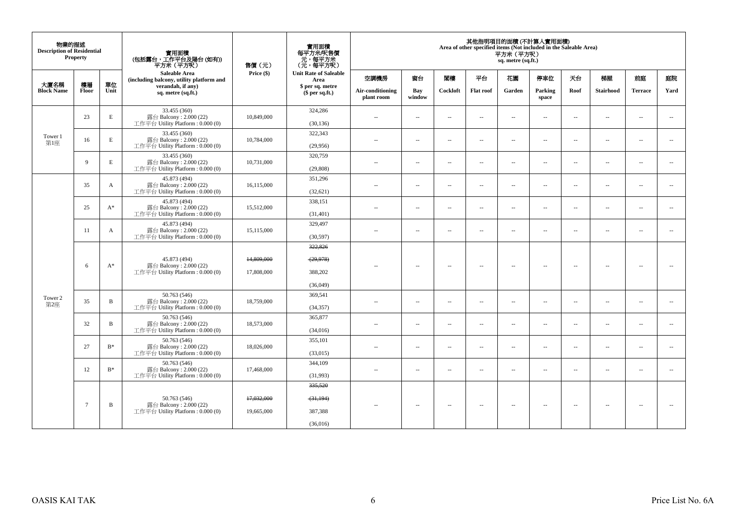| 物業的描述 Description of Residential Property | | | 實用面積 (包括露台，工作平台及陽台 (如有)) 平方米（平方呎） Saleable Area (including balcony, utility platform and verandah, if any) sq. metre (sq.ft.) | 售價（元） Price ($) | 實用面積 每平方米/呎售價 元，每平方米 (元，每平方呎) Unit Rate of Saleable Area $ per sq. metre ($ per sq.ft.) | 其他指明項目的面積 (不計算入實用面積) Area of other specified items (Not included in the Saleable Area) 平方米（平方呎） sq. metre (sq.ft.) | | | | | | | | | |
|---|---|---|---|---|---|---|---|---|---|---|---|---|---|---|---|
| 大廈名稱 Block Name | 樓層 Floor | 單位 Unit | | | | 空調機房 Air-conditioning plant room | 窗台 Bay window | 閣樓 Cockloft | 平台 Flat roof | 花園 Garden | 停車位 Parking space | 天台 Roof | 梯屋 Stairhood | 前庭 Terrace | 庭院 Yard |
| Tower 1 第1座 | 23 | E | 33.455 (360) 露台 Balcony : 2.000 (22) 工作平台 Utility Platform : 0.000 (0) | 10,849,000 | 324,286 (30,136) | -- | -- | -- | -- | -- | -- | -- | -- | -- | -- |
| | 16 | E | 33.455 (360) 露台 Balcony : 2.000 (22) 工作平台 Utility Platform : 0.000 (0) | 10,784,000 | 322,343 (29,956) | -- | -- | -- | -- | -- | -- | -- | -- | -- | -- |
| | 9 | E | 33.455 (360) 露台 Balcony : 2.000 (22) 工作平台 Utility Platform : 0.000 (0) | 10,731,000 | 320,759 (29,808) | -- | -- | -- | -- | -- | -- | -- | -- | -- | -- |
| Tower 2 第2座 | 35 | A | 45.873 (494) 露台 Balcony : 2.000 (22) 工作平台 Utility Platform : 0.000 (0) | 16,115,000 | 351,296 (32,621) | -- | -- | -- | -- | -- | -- | -- | -- | -- | -- |
| | 25 | A* | 45.873 (494) 露台 Balcony : 2.000 (22) 工作平台 Utility Platform : 0.000 (0) | 15,512,000 | 338,151 (31,401) | -- | -- | -- | -- | -- | -- | -- | -- | -- | -- |
| | 11 | A | 45.873 (494) 露台 Balcony : 2.000 (22) 工作平台 Utility Platform : 0.000 (0) | 15,115,000 | 329,497 (30,597) | -- | -- | -- | -- | -- | -- | -- | -- | -- | -- |
| | 6 | A* | 45.873 (494) 露台 Balcony : 2.000 (22) 工作平台 Utility Platform : 0.000 (0) | ~~14,809,000~~ 17,808,000 | ~~322,826~~ ~~(29,978)~~ 388,202 (36,049) | -- | -- | -- | -- | -- | -- | -- | -- | -- | -- |
| | 35 | B | 50.763 (546) 露台 Balcony : 2.000 (22) 工作平台 Utility Platform : 0.000 (0) | 18,759,000 | 369,541 (34,357) | -- | -- | -- | -- | -- | -- | -- | -- | -- | -- |
| | 32 | B | 50.763 (546) 露台 Balcony : 2.000 (22) 工作平台 Utility Platform : 0.000 (0) | 18,573,000 | 365,877 (34,016) | -- | -- | -- | -- | -- | -- | -- | -- | -- | -- |
| | 27 | B* | 50.763 (546) 露台 Balcony : 2.000 (22) 工作平台 Utility Platform : 0.000 (0) | 18,026,000 | 355,101 (33,015) | -- | -- | -- | -- | -- | -- | -- | -- | -- | -- |
| | 12 | B* | 50.763 (546) 露台 Balcony : 2.000 (22) 工作平台 Utility Platform : 0.000 (0) | 17,468,000 | 344,109 (31,993) | -- | -- | -- | -- | -- | -- | -- | -- | -- | -- |
| | 7 | B | 50.763 (546) 露台 Balcony : 2.000 (22) 工作平台 Utility Platform : 0.000 (0) | ~~17,032,000~~ 19,665,000 | ~~335,520~~ ~~(31,194)~~ 387,388 (36,016) | -- | -- | -- | -- | -- | -- | -- | -- | -- | -- |

OASIS KAI TAK

Price List No. 6A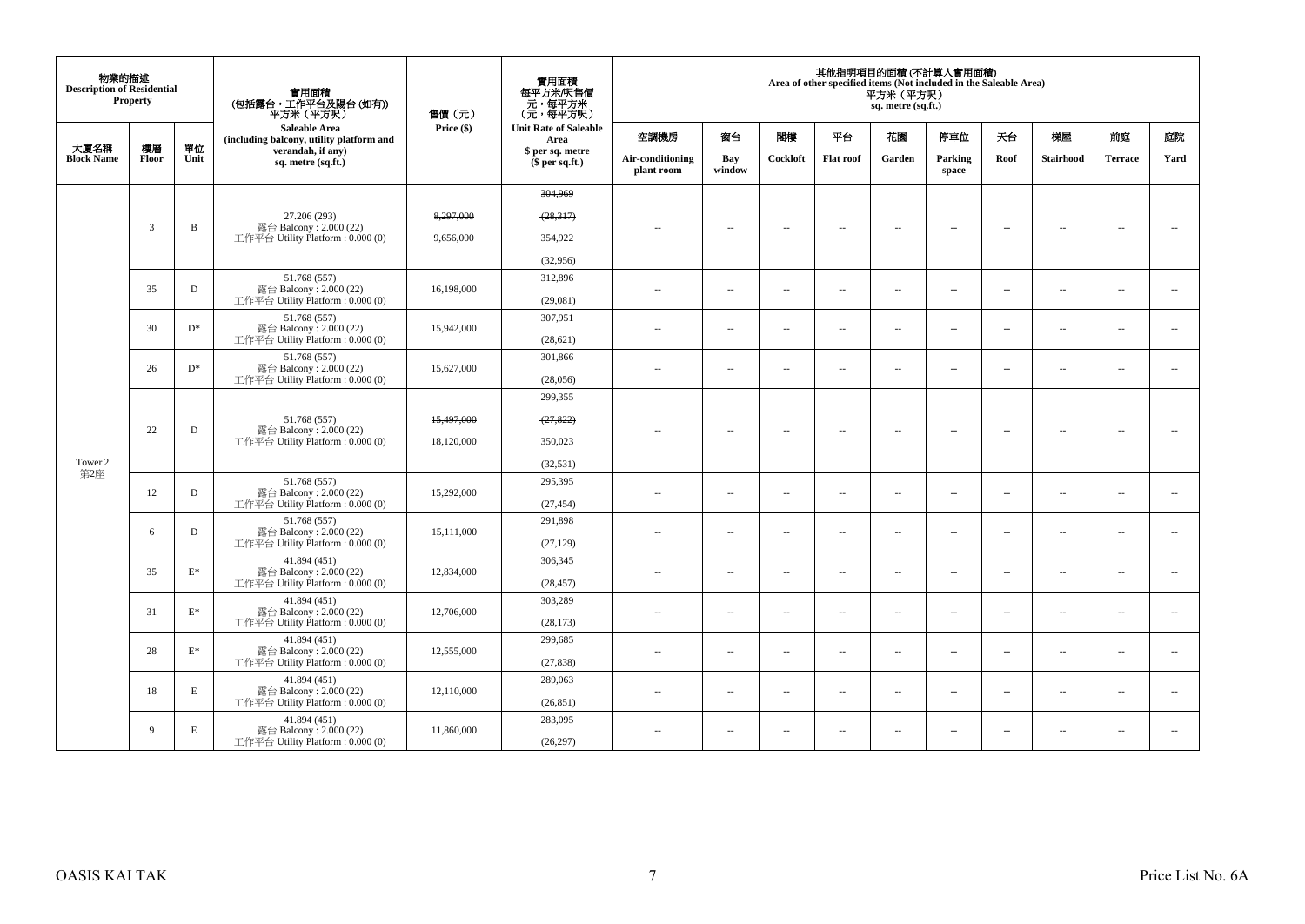| 物業的描述 Description of Residential Property | | | 實用面積 (包括露台，工作平台及陽台 (如有)) 平方米（平方呎） Saleable Area (including balcony, utility platform and verandah, if any) sq. metre (sq.ft.) | 售價（元） Price ($) | 實用面積 每平方米/呎售價 元，每平方米 (元，每平方呎) Unit Rate of Saleable Area $ per sq. metre ($ per sq.ft.) | 其他指明項目的面積 (不計算入實用面積) Area of other specified items (Not included in the Saleable Area) 平方米（平方呎） sq. metre (sq.ft.) | | | | | | | | | |
|---|---|---|---|---|---|---|---|---|---|---|---|---|---|---|---|
| 大廈名稱 Block Name | 樓層 Floor | 單位 Unit | | | | 空調機房 Air-conditioning plant room | 窗台 Bay window | 閣樓 Cockloft | 平台 Flat roof | 花園 Garden | 停車位 Parking space | 天台 Roof | 梯屋 Stairhood | 前庭 Terrace | 庭院 Yard |
| Tower 2 第2座 | 3 | B | 27.206 (293) 露台 Balcony : 2.000 (22) 工作平台 Utility Platform : 0.000 (0) | ~~8,297,000~~ 9,656,000 | ~~304,969~~ ~~(28,317)~~ 354,922 (32,956) | -- | -- | -- | -- | -- | -- | -- | -- | -- | -- |
| | 35 | D | 51.768 (557) 露台 Balcony : 2.000 (22) 工作平台 Utility Platform : 0.000 (0) | 16,198,000 | 312,896 (29,081) | -- | -- | -- | -- | -- | -- | -- | -- | -- | -- |
| | 30 | D* | 51.768 (557) 露台 Balcony : 2.000 (22) 工作平台 Utility Platform : 0.000 (0) | 15,942,000 | 307,951 (28,621) | -- | -- | -- | -- | -- | -- | -- | -- | -- | -- |
| | 26 | D* | 51.768 (557) 露台 Balcony : 2.000 (22) 工作平台 Utility Platform : 0.000 (0) | 15,627,000 | 301,866 (28,056) | -- | -- | -- | -- | -- | -- | -- | -- | -- | -- |
| | 22 | D | 51.768 (557) 露台 Balcony : 2.000 (22) 工作平台 Utility Platform : 0.000 (0) | ~~15,497,000~~ 18,120,000 | ~~299,355~~ ~~(27,822)~~ 350,023 (32,531) | -- | -- | -- | -- | -- | -- | -- | -- | -- | -- |
| | 12 | D | 51.768 (557) 露台 Balcony : 2.000 (22) 工作平台 Utility Platform : 0.000 (0) | 15,292,000 | 295,395 (27,454) | -- | -- | -- | -- | -- | -- | -- | -- | -- | -- |
| | 6 | D | 51.768 (557) 露台 Balcony : 2.000 (22) 工作平台 Utility Platform : 0.000 (0) | 15,111,000 | 291,898 (27,129) | -- | -- | -- | -- | -- | -- | -- | -- | -- | -- |
| | 35 | E* | 41.894 (451) 露台 Balcony : 2.000 (22) 工作平台 Utility Platform : 0.000 (0) | 12,834,000 | 306,345 (28,457) | -- | -- | -- | -- | -- | -- | -- | -- | -- | -- |
| | 31 | E* | 41.894 (451) 露台 Balcony : 2.000 (22) 工作平台 Utility Platform : 0.000 (0) | 12,706,000 | 303,289 (28,173) | -- | -- | -- | -- | -- | -- | -- | -- | -- | -- |
| | 28 | E* | 41.894 (451) 露台 Balcony : 2.000 (22) 工作平台 Utility Platform : 0.000 (0) | 12,555,000 | 299,685 (27,838) | -- | -- | -- | -- | -- | -- | -- | -- | -- | -- |
| | 18 | E | 41.894 (451) 露台 Balcony : 2.000 (22) 工作平台 Utility Platform : 0.000 (0) | 12,110,000 | 289,063 (26,851) | -- | -- | -- | -- | -- | -- | -- | -- | -- | -- |
| | 9 | E | 41.894 (451) 露台 Balcony : 2.000 (22) 工作平台 Utility Platform : 0.000 (0) | 11,860,000 | 283,095 (26,297) | -- | -- | -- | -- | -- | -- | -- | -- | -- | -- |

OASIS KAI TAK

Price List No. 6A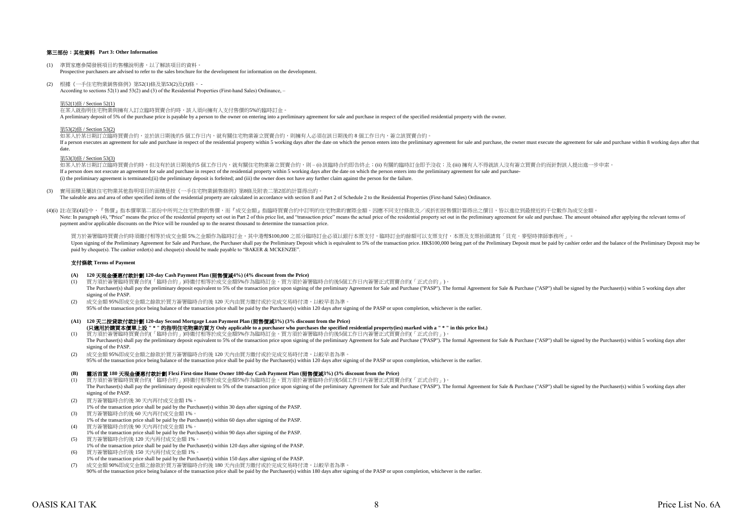## 第三部份：其他資料 Part 3: Other Information

(1) 準買家應參閱發展項目的售樓說明書，以了解該項目的資料。
Prospective purchasers are advised to refer to the sales brochure for the development for information on the development.

(2) 根據《一手住宅物業銷售條例》第52(1)條及第53(2)及(3)條， -
According to sections 52(1) and 53(2) and (3) of the Residential Properties (First-hand Sales) Ordinance, –

第52(1)條 / Section 52(1)
在某人就指明住宅物業與擁有人訂立臨時買賣合約時，該人須向擁有人支付售價的5%的臨時訂金。
A preliminary deposit of 5% of the purchase price is payable by a person to the owner on entering into a preliminary agreement for sale and purchase in respect of the specified residential property with the owner.

第53(2)條 / Section 53(2)
如某人於某日期訂立臨時買賣合約，並於該日期後的5 個工作日內，就有關住宅物業簽立買賣合約，則擁有人必須在該日期後的 8 個工作日內，簽立該買賣合約。
If a person executes an agreement for sale and purchase in respect of the residential property within 5 working days after the date on which the person enters into the preliminary agreement for sale and purchase, the owner must execute the agreement for sale and purchase within 8 working days after that date.

第53(3)條 / Section 53(3)
如某人於某日期訂立臨時買賣合約時，但沒有於該日期後的5 個工作日內，就有關住宅物業簽立買賣合約，則 – (i) 該臨時合約即告終止；(ii) 有關的臨時訂金即予沒收；及 (iii) 擁有人不得就該人沒有簽立買賣合約而針對該人提出進一步申索。
If a person does not execute an agreement for sale and purchase in respect of the residential property within 5 working days after the date on which the person enters into the preliminary agreement for sale and purchase-
(i) the preliminary agreement is terminated;(ii) the preliminary deposit is forfeited; and (iii) the owner does not have any further claim against the person for the failure.

(3) 實用面積及屬該住宅物業其他指明項目的面積是按《一手住宅物業銷售條例》第8條及附表二第2部的計算得出的。
The saleable area and area of other specified items of the residential property are calculated in accordance with section 8 and Part 2 of Schedule 2 to the Residential Properties (First-hand Sales) Ordinance.

(4)(i) 註:在第(4)段中，『售價』指本價單第二部份中所列之住宅物業的售價，而『成交金額』指臨時買賣合約中訂明的住宅物業的實際金額。因應不同支付條款及／或折扣按售價計算得出之價目，皆以進位到最接近的千位數作為成交金額。
Note: In paragraph (4), "Price" means the price of the residential property set out in Part 2 of this price list, and "transaction price" means the actual price of the residential property set out in the preliminary agreement for sale and purchase. The amount obtained after applying the relevant terms of payment and/or applicable discounts on the Price will be rounded up to the nearest thousand to determine the transaction price.

買方於簽署臨時買賣合約時須繳付相等於成交金額 5%之金額作為臨時訂金，其中港幣$100,000 之部分臨時訂金必須以銀行本票支付，臨時訂金的餘額可以支票支付，本票及支票抬頭請寫「貝克．麥堅時律師事務所」。
Upon signing of the Preliminary Agreement for Sale and Purchase, the Purchaser shall pay the Preliminary Deposit which is equivalent to 5% of the transaction price. HK$100,000 being part of the Preliminary Deposit must be paid by cashier order and the balance of the Preliminary Deposit may be paid by cheque(s). The cashier order(s) and cheque(s) should be made payable to "BAKER & MCKENZIE".

### 支付條款 Terms of Payment

**(A) 120 天現金優惠付款計劃 120-day Cash Payment Plan (照售價減4%) (4% discount from the Price)**

(1) 買方須於簽署臨時買賣合約(「臨時合約」)時繳付相等於成交金額5%作為臨時訂金。買方須於簽署臨時合約後5個工作日內簽署正式買賣合約(「正式合約」)。
The Purchaser(s) shall pay the preliminary deposit equivalent to 5% of the transaction price upon signing of the preliminary Agreement for Sale and Purchase ("PASP"). The formal Agreement for Sale & Purchase ("ASP") shall be signed by the Purchaser(s) within 5 working days after signing of the PASP.

(2) 成交金額 95%即成交金額之餘款於買方簽署臨時合約後 120 天內由買方繳付或於完成交易時付清，以較早者為準。
95% of the transaction price being balance of the transaction price shall be paid by the Purchaser(s) within 120 days after signing of the PASP or upon completion, whichever is the earlier.

**(A1) 120 天二按貸款付款計劃 120-day Second Mortgage Loan Payment Plan (照售價減3%) (3% discount from the Price)**
**(只適用於購買本價單上設 " * " 的指明住宅物業的買方 Only applicable to a purchaser who purchases the specified residential property(ies) marked with a " * " in this price list.)**

(1) 買方須於簽署臨時買賣合約(「臨時合約」)時繳付相等於成交金額5%作為臨時訂金。買方須於簽署臨時合約後5個工作日內簽署正式買賣合約(「正式合約」)。
The Purchaser(s) shall pay the preliminary deposit equivalent to 5% of the transaction price upon signing of the preliminary Agreement for Sale and Purchase ("PASP"). The formal Agreement for Sale & Purchase ("ASP") shall be signed by the Purchaser(s) within 5 working days after signing of the PASP.

(2) 成交金額 95%即成交金額之餘款於買方簽署臨時合約後 120 天內由買方繳付或於完成交易時付清，以較早者為準。
95% of the transaction price being balance of the transaction price shall be paid by the Purchaser(s) within 120 days after signing of the PASP or upon completion, whichever is the earlier.

**(B) 靈活首置 180 天現金優惠付款計劃 Flexi First-time Home Owner 180-day Cash Payment Plan (照售價減3%) (3% discount from the Price)**

(1) 買方須於簽署臨時買賣合約(「臨時合約」)時繳付相等於成交金額5%作為臨時訂金。買方須於簽署臨時合約後5個工作日內簽署正式買賣合約(「正式合約」)。
The Purchaser(s) shall pay the preliminary deposit equivalent to 5% of the transaction price upon signing of the preliminary Agreement for Sale and Purchase ("PASP"). The formal Agreement for Sale & Purchase ("ASP") shall be signed by the Purchaser(s) within 5 working days after signing of the PASP.

(2) 買方簽署臨時合約後 30 天內再付成交金額 1%。
1% of the transaction price shall be paid by the Purchaser(s) within 30 days after signing of the PASP.

(3) 買方簽署臨時合約後 60 天內再付成交金額 1%。
1% of the transaction price shall be paid by the Purchaser(s) within 60 days after signing of the PASP.

(4) 買方簽署臨時合約後 90 天內再付成交金額 1%。
1% of the transaction price shall be paid by the Purchaser(s) within 90 days after signing of the PASP.

(5) 買方簽署臨時合約後 120 天內再付成交金額 1%。
1% of the transaction price shall be paid by the Purchaser(s) within 120 days after signing of the PASP.

(6) 買方簽署臨時合約後 150 天內再付成交金額 1%。
1% of the transaction price shall be paid by the Purchaser(s) within 150 days after signing of the PASP.

(7) 成交金額 90%即成交金額之餘款於買方簽署臨時合約後 180 天內由買方繳付或於完成交易時付清，以較早者為準。
90% of the transaction price being balance of the transaction price shall be paid by the Purchaser(s) within 180 days after signing of the PASP or upon completion, whichever is the earlier.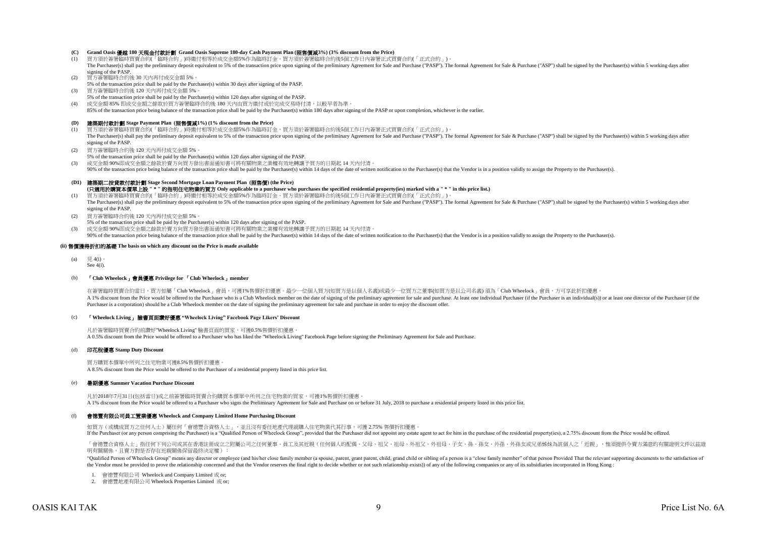**(C) Grand Oasis 優越 180 天現金付款計劃 Grand Oasis Supreme 180-day Cash Payment Plan (照售價減3%) (3% discount from the Price)**

(1) 買方須於簽署臨時買賣合約(「臨時合約」)時繳付相等於成交金額5%作為臨時訂金。買方須於簽署臨時合約後5個工作日內簽署正式買賣合約(「正式合約」)。
The Purchaser(s) shall pay the preliminary deposit equivalent to 5% of the transaction price upon signing of the preliminary Agreement for Sale and Purchase ("PASP"). The formal Agreement for Sale & Purchase ("ASP") shall be signed by the Purchaser(s) within 5 working days after signing of the PASP.

(2) 買方簽署臨時合約後 30 天內再付成交金額 5%。
5% of the transaction price shall be paid by the Purchaser(s) within 30 days after signing of the PASP.

(3) 買方簽署臨時合約後 120 天內再付成交金額 5%。
5% of the transaction price shall be paid by the Purchaser(s) within 120 days after signing of the PASP.

(4) 成交金額 85% 即成交金額之餘款於買方簽署臨時合約後 180 天內由買方繳付或於完成交易時付清，以較早者為準。
85% of the transaction price being balance of the transaction price shall be paid by the Purchaser(s) within 180 days after signing of the PASP or upon completion, whichever is the earlier.

**(D) 建築期付款計劃 Stage Payment Plan (照售價減1%) (1% discount from the Price)**

(1) 買方須於簽署臨時買賣合約(「臨時合約」)時繳付相等於成交金額5%作為臨時訂金。買方須於簽署臨時合約後5個工作日內簽署正式買賣合約(「正式合約」)。
The Purchaser(s) shall pay the preliminary deposit equivalent to 5% of the transaction price upon signing of the preliminary Agreement for Sale and Purchase ("PASP"). The formal Agreement for Sale & Purchase ("ASP") shall be signed by the Purchaser(s) within 5 working days after signing of the PASP.

(2) 買方簽署臨時合約後 120 天內再付成交金額 5%。
5% of the transaction price shall be paid by the Purchaser(s) within 120 days after signing of the PASP.

(3) 成交金額 90%即成交金額之餘款於賣方向買方發出書面通知書可將有關物業之業權有效地轉讓予買方的日期起 14 天內付清。
90% of the transaction price being balance of the transaction price shall be paid by the Purchaser(s) within 14 days of the date of written notification to the Purchaser(s) that the Vendor is in a position validly to assign the Property to the Purchaser(s).

**(D1) 建築期二按貸款付款計劃 Stage Second Mortgage Loan Payment Plan (照售價) (the Price)**
**(只適用於購買本價單上設 " * " 的指明住宅物業的買方 Only applicable to a purchaser who purchases the specified residential property(ies) marked with a " * " in this price list.)**

(1) 買方須於簽署臨時買賣合約(「臨時合約」)時繳付相等於成交金額5%作為臨時訂金。買方須於簽署臨時合約後5個工作日內簽署正式買賣合約(「正式合約」)。
The Purchaser(s) shall pay the preliminary deposit equivalent to 5% of the transaction price upon signing of the preliminary Agreement for Sale and Purchase ("PASP"). The formal Agreement for Sale & Purchase ("ASP") shall be signed by the Purchaser(s) within 5 working days after signing of the PASP.

(2) 買方簽署臨時合約後 120 天內再付成交金額 5%。
5% of the transaction price shall be paid by the Purchaser(s) within 120 days after signing of the PASP.

(3) 成交金額 90%即成交金額之餘款於賣方向買方發出書面通知書可將有關物業之業權有效地轉讓予買方的日期起 14 天內付清。
90% of the transaction price being balance of the transaction price shall be paid by the Purchaser(s) within 14 days of the date of written notification to the Purchaser(s) that the Vendor is in a position validly to assign the Property to the Purchaser(s).

**(ii) 售價獲得折扣的基礎 The basis on which any discount on the Price is made available**

(a) 見 4(i)。
See 4(i).

(b) **「Club Wheelock」會員優惠 Privilege for 「Club Wheelock」member**

在簽署臨時買賣合約當日，買方如屬「Club Wheelock」會員，可獲1%售價折扣優惠。最少一位個人買方(如買方是以個人名義)或最少一位買方之董事(如買方是以公司名義) 須為「Club Wheelock」會員，方可享此折扣優惠。
A 1% discount from the Price would be offered to the Purchaser who is a Club Wheelock member on the date of signing of the preliminary agreement for sale and purchase. At least one individual Purchaser (if the Purchaser is an individual(s)) or at least one director of the Purchaser (if the Purchaser is a corporation) should be a Club Wheelock member on the date of signing the preliminary agreement for sale and purchase in order to enjoy the discount offer.

(c) **「Wheelock Living」 臉書頁面讚好優惠 "Wheelock Living" Facebook Page Likers' Discount**

凡於簽署臨時買賣合約前讚好"Wheelock Living" 臉書頁面的買家，可獲0.5%售價折扣優惠。
A 0.5% discount from the Price would be offered to a Purchaser who has liked the "Wheelock Living" Facebook Page before signing the Preliminary Agreement for Sale and Purchase.

(d) **印花稅優惠 Stamp Duty Discount**

買方購買本價單中所列之住宅物業可獲8.5%售價折扣優惠。
A 8.5% discount from the Price would be offered to the Purchaser of a residential property listed in this price list.

(e) **暑期優惠 Summer Vacation Purchase Discount**

凡於2018年7月31日(包括當日)或之前簽署臨時買賣合約購買本價單中所列之住宅物業的買家，可獲1%售價折扣優惠。
A 1% discount from the Price would be offered to a Purchaser who signs the Preliminary Agreement for Sale and Purchase on or before 31 July, 2018 to purchase a residential property listed in this price list.

(f) **會德豐有限公司員工置業優惠 Wheelock and Company Limited Home Purchasing Discount**

如買方（或構成買方之任何人士）屬任何「會德豐合資格人士」，並且沒有委任地產代理就購入住宅物業代其行事，可獲 2.75% 售價折扣優惠。
If the Purchaser (or any person comprising the Purchaser) is a "Qualified Person of Wheelock Group", provided that the Purchaser did not appoint any estate agent to act for him in the purchase of the residential property(ies), a 2.75% discount from the Price would be offered.

「會德豐合資格人士」指任何下列公司或其在香港註冊成立之附屬公司之任何董事、員工及其近親（任何個人的配偶、父母、祖父、祖母、外祖父、外祖母、子女、孫、孫女、外孫、外孫女或兄弟姊妹為該個人之「近親」，惟須提供令賣方滿意的有關證明文件以茲證明有關關係，且賣方對是否存在近親關係保留最終決定權）：

"Qualified Person of Wheelock Group" means any director or employee (and his/her close family member (a spouse, parent, grant parent, child, grand child or sibling of a person is a "close family member" of that person Provided That the relevant supporting documents to the satisfaction of the Vendor must be provided to prove the relationship concerned and that the Vendor reserves the final right to decide whether or not such relationship exists)) of any of the following companies or any of its subsidiaries incorporated in Hong Kong :

1. 會德豐有限公司 Wheelock and Company Limited 或 or;
2. 會德豐地產有限公司 Wheelock Properties Limited 或 or;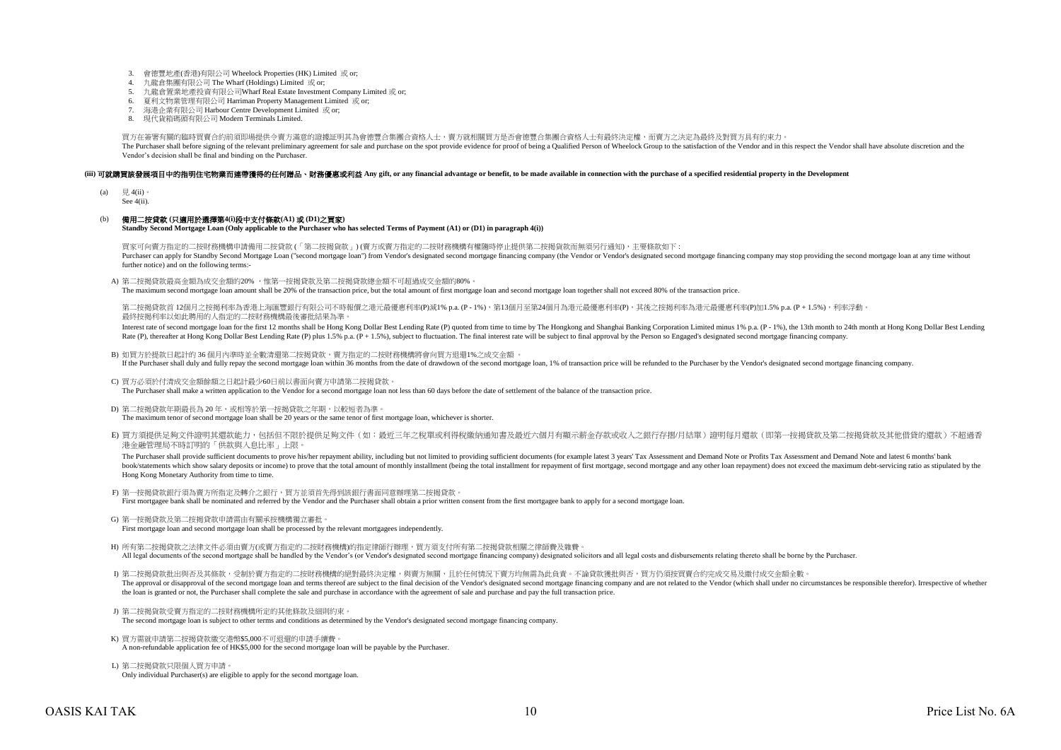3. 會德豐地產(香港)有限公司 Wheelock Properties (HK) Limited 或 or;
4. 九龍倉集團有限公司 The Wharf (Holdings) Limited 或 or;
5. 九龍倉置業地產投資有限公司Wharf Real Estate Investment Company Limited 或 or;
6. 夏利文物業管理有限公司 Harriman Property Management Limited 或 or;
7. 海港企業有限公司 Harbour Centre Development Limited 或 or;
8. 現代貨箱碼頭有限公司 Modern Terminals Limited.

買方在簽署有關的臨時買賣合約前須即場提供令賣方滿意的證據證明其為會德豐合集團合資格人士，賣方就相關買方是否會德豐合集團合資格人士有最終決定權，而賣方之決定為最終及對買方具有約束力。
The Purchaser shall before signing of the relevant preliminary agreement for sale and purchase on the spot provide evidence for proof of being a Qualified Person of Wheelock Group to the satisfaction of the Vendor and in this respect the Vendor shall have absolute discretion and the Vendor's decision shall be final and binding on the Purchaser.

**(iii) 可就購買該發展項目中的指明住宅物業而連帶獲得的任何贈品、財務優惠或利益 Any gift, or any financial advantage or benefit, to be made available in connection with the purchase of a specified residential property in the Development**

(a) 見 4(ii)。
See 4(ii).

(b) **備用二按貸款 (只適用於選擇第4(i)段中支付條款(A1) 或 (D1)之買家)**
**Standby Second Mortgage Loan (Only applicable to the Purchaser who has selected Terms of Payment (A1) or (D1) in paragraph 4(i))**

買家可向賣方指定的二按財務機構申請備用二按貸款 (「第二按揭貸款」) (賣方或賣方指定的二按財務機構有權隨時停止提供第二按揭貸款而無須另行通知)，主要條款如下：
Purchaser can apply for Standby Second Mortgage Loan ("second mortgage loan") from Vendor's designated second mortgage financing company (the Vendor or Vendor's designated second mortgage financing company may stop providing the second mortgage loan at any time without further notice) and on the following terms:-

A) 第二按揭貸款最高金額為成交金額的20% ，惟第一按揭貸款及第二按揭貸款總金額不可超過成交金額的80%。
The maximum second mortgage loan amount shall be 20% of the transaction price, but the total amount of first mortgage loan and second mortgage loan together shall not exceed 80% of the transaction price.

第二按揭貸款首 12個月之按揭利率為香港上海匯豐銀行有限公司不時報價之港元最優惠利率(P)減1% p.a. (P - 1%)，第13個月至第24個月為港元最優惠利率(P)，其後之按揭利率為港元最優惠利率(P)加1.5% p.a. (P + 1.5%)，利率浮動。最終按揭利率以如此聘用的人指定的二按財務機構最後審批結果為準。
Interest rate of second mortgage loan for the first 12 months shall be Hong Kong Dollar Best Lending Rate (P) quoted from time to time by The Hongkong and Shanghai Banking Corporation Limited minus 1% p.a. (P - 1%), the 13th month to 24th month at Hong Kong Dollar Best Lending Rate (P), thereafter at Hong Kong Dollar Best Lending Rate (P) plus 1.5% p.a. (P + 1.5%), subject to fluctuation. The final interest rate will be subject to final approval by the Person so Engaged's designated second mortgage financing company.

B) 如買方於提款日起計的 36 個月內準時並全數清還第二按揭貸款，賣方指定的二按財務機構將會向買方退還1%之成交金額 。
If the Purchaser shall duly and fully repay the second mortgage loan within 36 months from the date of drawdown of the second mortgage loan, 1% of transaction price will be refunded to the Purchaser by the Vendor's designated second mortgage financing company.

C) 買方必須於付清成交金額餘額之日起計最少60日前以書面向賣方申請第二按揭貸款。
The Purchaser shall make a written application to the Vendor for a second mortgage loan not less than 60 days before the date of settlement of the balance of the transaction price.

D) 第二按揭貸款年期最長為 20 年，或相等於第一按揭貸款之年期，以較短者為準。
The maximum tenor of second mortgage loan shall be 20 years or the same tenor of first mortgage loan, whichever is shorter.

E) 買方須提供足夠文件證明其還款能力，包括但不限於提供足夠文件（如：最近三年之稅單或利得稅繳納通知書及最近六個月有顯示薪金存款或收入之銀行存摺/月結單）證明每月還款（即第一按揭貸款及第二按揭貸款及其他借貸的還款）不超過香港金融管理局不時訂明的「供款與入息比率」上限。
The Purchaser shall provide sufficient documents to prove his/her repayment ability, including but not limited to providing sufficient documents (for example latest 3 years' Tax Assessment and Demand Note or Profits Tax Assessment and Demand Note and latest 6 months' bank book/statements which show salary deposits or income) to prove that the total amount of monthly installment (being the total installment for repayment of first mortgage, second mortgage and any other loan repayment) does not exceed the maximum debt-servicing ratio as stipulated by the Hong Kong Monetary Authority from time to time.

F) 第一按揭貸款銀行須為賣方所指定及轉介之銀行，買方並須首先得到該銀行書面同意辦理第二按揭貸款。
First mortgagee bank shall be nominated and referred by the Vendor and the Purchaser shall obtain a prior written consent from the first mortgagee bank to apply for a second mortgage loan.

G) 第一按揭貸款及第二按揭貸款申請需由有關承按機構獨立審批。
First mortgage loan and second mortgage loan shall be processed by the relevant mortgagees independently.

H) 所有第二按揭貸款之法律文件必須由賣方(或賣方指定的二按財務機構)的指定律師行辦理，買方須支付所有第二按揭貸款相關之律師費及雜費。
All legal documents of the second mortgage shall be handled by the Vendor's (or Vendor's designated second mortgage financing company) designated solicitors and all legal costs and disbursements relating thereto shall be borne by the Purchaser.

I) 第二按揭貸款批出與否及其條款，受制於賣方指定的二按財務機構的絕對最終決定權，與賣方無關，且於任何情況下賣方均無需為此負責。不論貸款獲批與否，買方仍須按買賣合約完成交易及繳付成交金額全數。
The approval or disapproval of the second mortgage loan and terms thereof are subject to the final decision of the Vendor's designated second mortgage financing company and are not related to the Vendor (which shall under no circumstances be responsible therefor). Irrespective of whether the loan is granted or not, the Purchaser shall complete the sale and purchase in accordance with the agreement of sale and purchase and pay the full transaction price.

J) 第二按揭貸款受賣方指定的二按財務機構所定的其他條款及細則約束。
The second mortgage loan is subject to other terms and conditions as determined by the Vendor's designated second mortgage financing company.

K) 買方需就申請第二按揭貸款繳交港幣$5,000不可退還的申請手續費。
A non-refundable application fee of HK$5,000 for the second mortgage loan will be payable by the Purchaser.

L) 第二按揭貸款只限個人買方申請。
Only individual Purchaser(s) are eligible to apply for the second mortgage loan.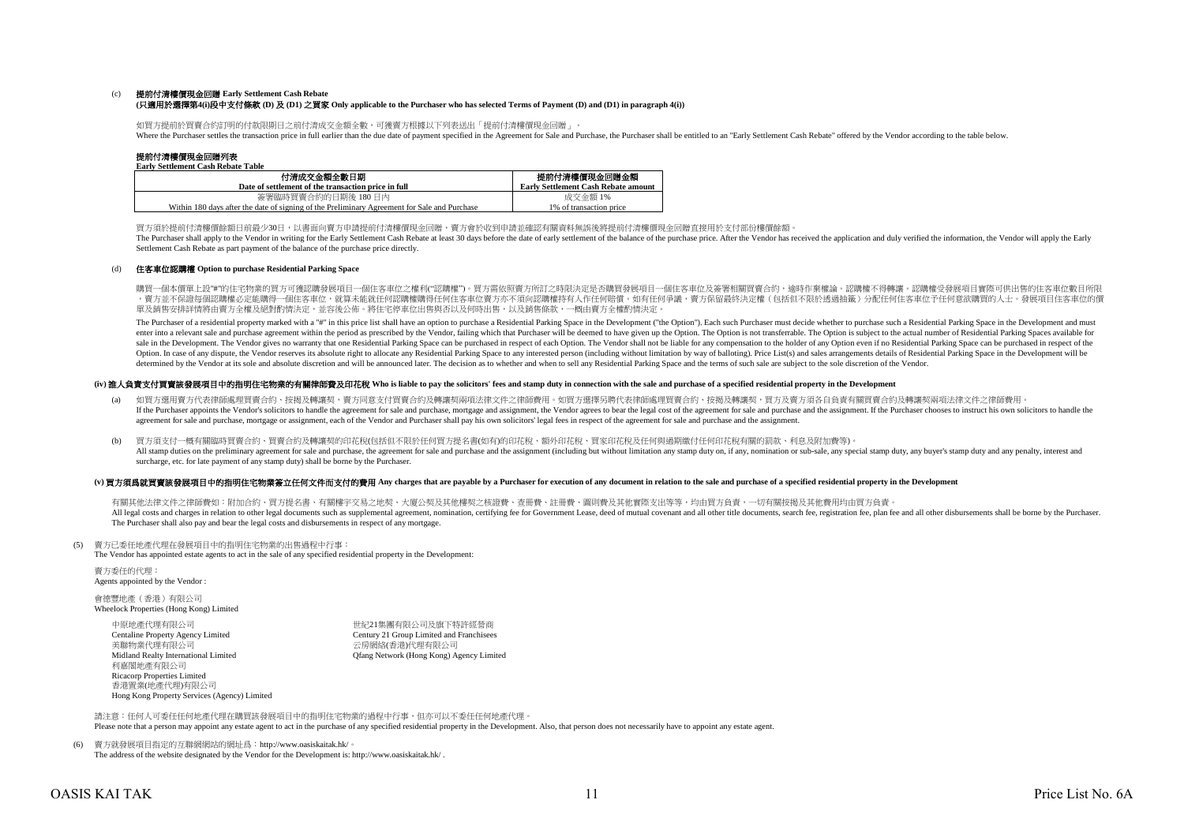(c) **提前付清樓價現金回贈 Early Settlement Cash Rebate**
**(只適用於選擇第4(i)段中支付條款 (D) 及 (D1) 之買家 Only applicable to the Purchaser who has selected Terms of Payment (D) and (D1) in paragraph 4(i))**

如買方提前於買賣合約訂明的付款限期日之前付清成交金額全數，可獲賣方根據以下列表送出「提前付清樓價現金回贈」。
Where the Purchaser settles the transaction price in full earlier than the due date of payment specified in the Agreement for Sale and Purchase, the Purchaser shall be entitled to an "Early Settlement Cash Rebate" offered by the Vendor according to the table below.

**提前付清樓價現金回贈列表**
**Early Settlement Cash Rebate Table**

| 付清成交金額全數日期<br>Date of settlement of the transaction price in full | 提前付清樓價現金回贈金額<br>Early Settlement Cash Rebate amount |
|---|---|
| 簽署臨時買賣合約的日期後 180 日內<br>Within 180 days after the date of signing of the Preliminary Agreement for Sale and Purchase | 成交金額 1%<br>1% of transaction price |

買方須於提前付清樓價餘額日前最少30日，以書面向賣方申請提前付清樓價現金回贈，賣方會於收到申請並確認有關資料無誤後將提前付清樓價現金回贈直接用於支付部份樓價餘額。
The Purchaser shall apply to the Vendor in writing for the Early Settlement Cash Rebate at least 30 days before the date of early settlement of the balance of the purchase price. After the Vendor has received the application and duly verified the information, the Vendor will apply the Early Settlement Cash Rebate as part payment of the balance of the purchase price directly.

(d) **住客車位認購權 Option to purchase Residential Parking Space**

購買一個本價單上設"#"的住宅物業的買方可獲認購發展項目一個住客車位之權利("認購權")。買方需依照賣方所訂之時限決定是否購買發展項目一個住客車位及簽署相關買賣合約，逾時作棄權論。認購權不得轉讓。認購權受發展項目實際可供出售的住客車位數目所限，賣方並不保證每個認購權必定能購得一個住客車位，就算未能就任何認購權購得任何住客車位賣方亦不須向認購權持有人作任何賠償。如有任何爭議，賣方保留最終決定權（包括但不限於透過抽籤）分配任何住客車位予任何意欲購買的人士。發展項目住客車位的價單及銷售安排詳情將由賣方全權及絕對酌情決定，並容後公佈。將住宅停車位出售與否以及何時出售，以及銷售條款，一概由賣方全權酌情決定。

The Purchaser of a residential property marked with a "#" in this price list shall have an option to purchase a Residential Parking Space in the Development ("the Option"). Each such Purchaser must decide whether to purchase such a Residential Parking Space in the Development and must enter into a relevant sale and purchase agreement within the period as prescribed by the Vendor, failing which that Purchaser will be deemed to have given up the Option. The Option is not transferrable. The Option is subject to the actual number of Residential Parking Spaces available for sale in the Development. The Vendor gives no warranty that one Residential Parking Space can be purchased in respect of each Option. The Vendor shall not be liable for any compensation to the holder of any Option even if no Residential Parking Space can be purchased in respect of the Option. In case of any dispute, the Vendor reserves its absolute right to allocate any Residential Parking Space to any interested person (including without limitation by way of balloting). Price List(s) and sales arrangements details of Residential Parking Space in the Development will be determined by the Vendor at its sole and absolute discretion and will be announced later. The decision as to whether and when to sell any Residential Parking Space and the terms of such sale are subject to the sole discretion of the Vendor.

**(iv) 誰人負責支付買賣該發展項目中的指明住宅物業的有關律師費及印花稅 Who is liable to pay the solicitors' fees and stamp duty in connection with the sale and purchase of a specified residential property in the Development**

(a) 如買方選用賣方代表律師處理買賣合約、按揭及轉讓契，賣方同意支付買賣合約及轉讓契兩項法律文件之律師費用。如買方選擇另聘代表律師處理買賣合約、按揭及轉讓契，買方及賣方須各自負責有關買賣合約及轉讓契兩項法律文件之律師費用。
If the Purchaser appoints the Vendor's solicitors to handle the agreement for sale and purchase, mortgage and assignment, the Vendor agrees to bear the legal cost of the agreement for sale and purchase and the assignment. If the Purchaser chooses to instruct his own solicitors to handle the agreement for sale and purchase, mortgage or assignment, each of the Vendor and Purchaser shall pay his own solicitors' legal fees in respect of the agreement for sale and purchase and the assignment.

(b) 買方須支付一概有關臨時買賣合約、買賣合約及轉讓契的印花稅(包括但不限於任何買方提名書(如有)的印花稅、額外印花稅、買家印花稅及任何與過期繳付任何印花稅有關的罰款、利息及附加費等)。
All stamp duties on the preliminary agreement for sale and purchase, the agreement for sale and purchase and the assignment (including but without limitation any stamp duty on, if any, nomination or sub-sale, any special stamp duty, any buyer's stamp duty and any penalty, interest and surcharge, etc. for late payment of any stamp duty) shall be borne by the Purchaser.

**(v) 買方須爲就買賣該發展項目中的指明住宅物業簽立任何文件而支付的費用 Any charges that are payable by a Purchaser for execution of any document in relation to the sale and purchase of a specified residential property in the Development**

有關其他法律文件之律師費如：附加合約、買方提名書、有關樓宇交易之地契、大廈公契及其他樓契之核證費、查冊費、註冊費、圖則費及其他實際支出等等，均由買方負責，一切有關按揭及其他費用均由買方負責。
All legal costs and charges in relation to other legal documents such as supplemental agreement, nomination, certifying fee for Government Lease, deed of mutual covenant and all other title documents, search fee, registration fee, plan fee and all other disbursements shall be borne by the Purchaser. The Purchaser shall also pay and bear the legal costs and disbursements in respect of any mortgage.

(5) 賣方已委任地產代理在發展項目中的指明住宅物業的出售過程中行事：
The Vendor has appointed estate agents to act in the sale of any specified residential property in the Development:

賣方委任的代理：
Agents appointed by the Vendor :

會德豐地產（香港）有限公司
Wheelock Properties (Hong Kong) Limited

中原地產代理有限公司
Centaline Property Agency Limited
美聯物業代理有限公司
Midland Realty International Limited
利嘉閣地產有限公司
Ricacorp Properties Limited
香港置業(地產代理)有限公司
Hong Kong Property Services (Agency) Limited
世紀21集團有限公司及旗下特許經營商
Century 21 Group Limited and Franchisees
云房網絡(香港)代理有限公司
Qfang Network (Hong Kong) Agency Limited

請注意：任何人可委任任何地產代理在購買該發展項目中的指明住宅物業的過程中行事，但亦可以不委任任何地產代理。
Please note that a person may appoint any estate agent to act in the purchase of any specified residential property in the Development. Also, that person does not necessarily have to appoint any estate agent.

(6) 賣方就發展項目指定的互聯網網站的網址爲：http://www.oasiskaitak.hk/。
The address of the website designated by the Vendor for the Development is: http://www.oasiskaitak.hk/ .